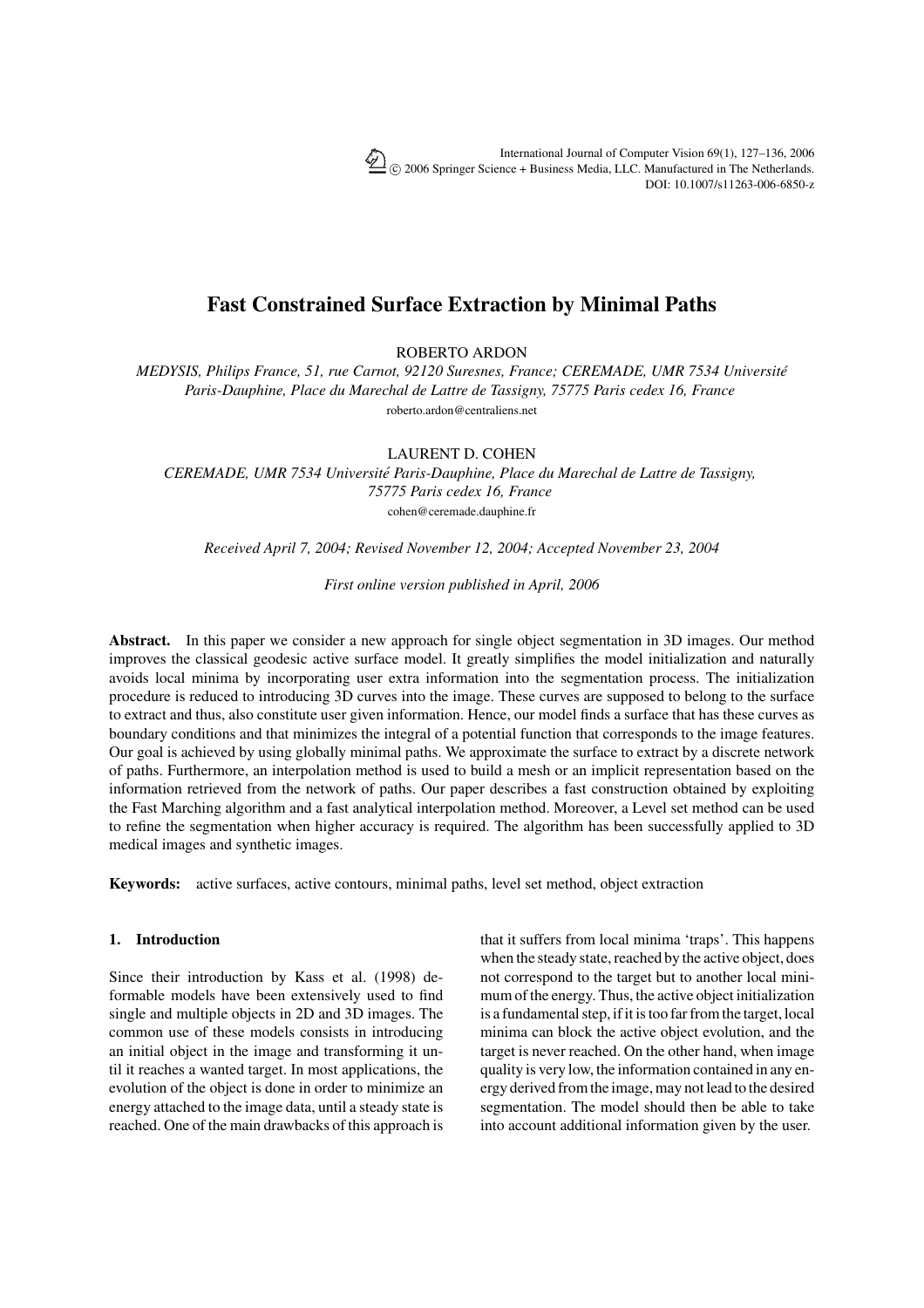# Fast Constrained Surface Extraction by Minimal Paths

ROBERTO ARDON

*MEDYSIS, Philips France, 51, rue Carnot, 92120 Suresnes, France; CEREMADE, UMR 7534 Université Paris-Dauphine, Place du Marechal de Lattre de Tassigny, 75775 Paris cedex 16, France*

roberto.ardon@centraliens.net

LAURENT D. COHEN

*CEREMADE, UMR 7534 Université Paris-Dauphine, Place du Marechal de Lattre de Tassigny, 75775 Paris cedex 16, France*

cohen@ceremade.dauphine.fr

*Received April 7, 2004; Revised November 12, 2004; Accepted November 23, 2004*

*First online version published in April, 2006*

**Abstract.** In this paper we consider a new approach for single object segmentation in 3D images. Our method improves the classical geodesic active surface model. It greatly simplifies the model initialization and naturally avoids local minima by incorporating user extra information into the segmentation process. The initialization procedure is reduced to introducing 3D curves into the image. These curves are supposed to belong to the surface to extract and thus, also constitute user given information. Hence, our model finds a surface that has these curves as boundary conditions and that minimizes the integral of a potential function that corresponds to the image features. Our goal is achieved by using globally minimal paths. We approximate the surface to extract by a discrete network of paths. Furthermore, an interpolation method is used to build a mesh or an implicit representation based on the information retrieved from the network of paths. Our paper describes a fast construction obtained by exploiting the Fast Marching algorithm and a fast analytical interpolation method. Moreover, a Level set method can be used to refine the segmentation when higher accuracy is required. The algorithm has been successfully applied to 3D medical images and synthetic images.

**Keywords:** active surfaces, active contours, minimal paths, level set method, object extraction

## 1. Introduction

Since their introduction by Kass et al. (1998) deformable models have been extensively used to find single and multiple objects in 2D and 3D images. The common use of these models consists in introducing an initial object in the image and transforming it until it reaches a wanted target. In most applications, the evolution of the object is done in order to minimize an energy attached to the image data, until a steady state is reached. One of the main drawbacks of this approach is that it suffers from local minima 'traps'. This happens when the steady state, reached by the active object, does not correspond to the target but to another local minimum of the energy. Thus, the active object initialization is a fundamental step, if it is too far from the target, local minima can block the active object evolution, and the target is never reached. On the other hand, when image quality is very low, the information contained in any energy derived from the image, may not lead to the desired segmentation. The model should then be able to take into account additional information given by the user.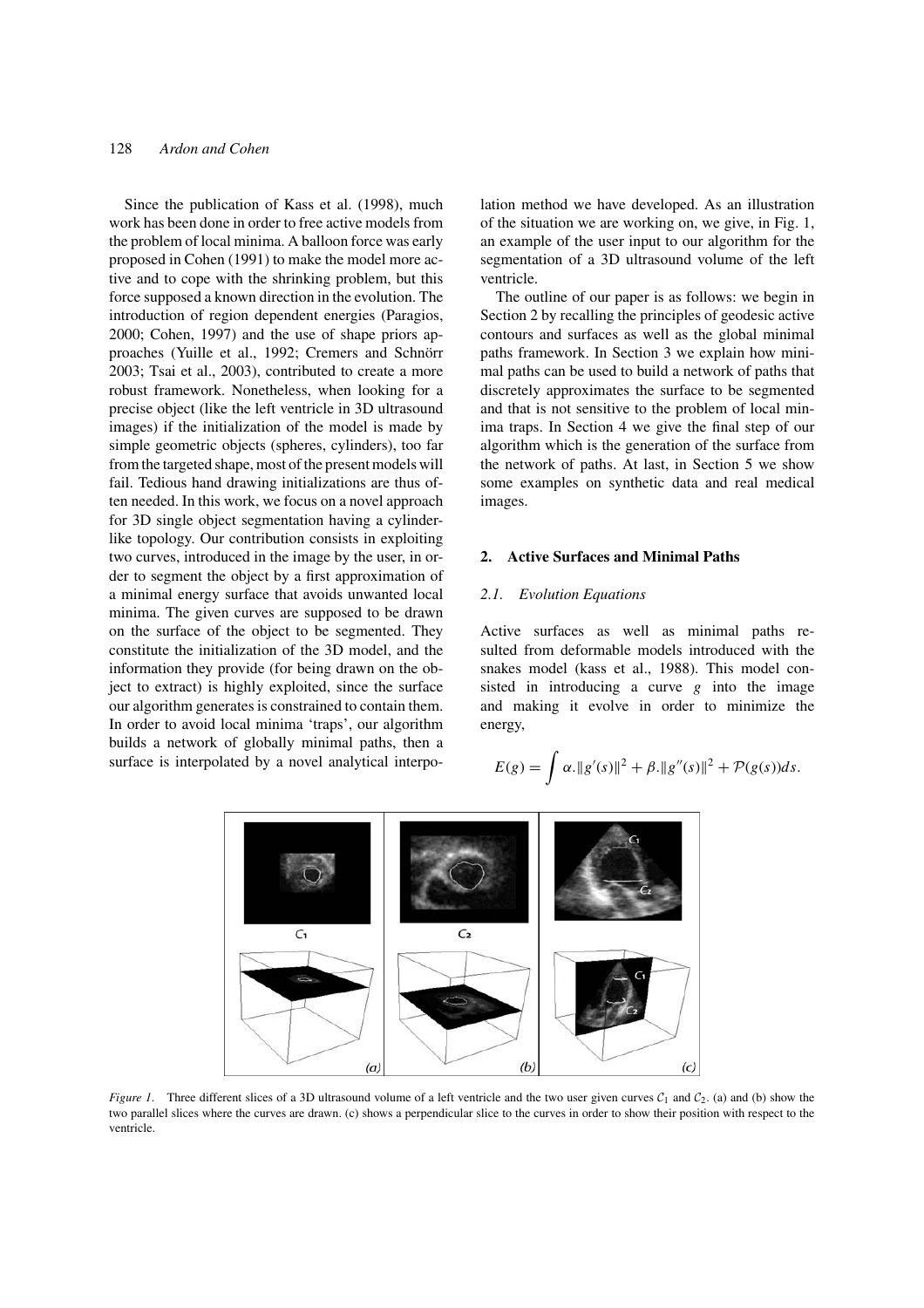Since the publication of Kass et al. (1998), much work has been done in order to free active models from the problem of local minima. A balloon force was early proposed in Cohen (1991) to make the model more active and to cope with the shrinking problem, but this force supposed a known direction in the evolution. The introduction of region dependent energies (Paragios, 2000; Cohen, 1997) and the use of shape priors approaches (Yuille et al., 1992; Cremers and Schnörr 2003; Tsai et al., 2003), contributed to create a more robust framework. Nonetheless, when looking for a precise object (like the left ventricle in 3D ultrasound images) if the initialization of the model is made by simple geometric objects (spheres, cylinders), too far from the targeted shape, most of the present models will fail. Tedious hand drawing initializations are thus often needed. In this work, we focus on a novel approach for 3D single object segmentation having a cylinder-like topology. Our contribution consists in exploiting two curves, introduced in the image by the user, in order to segment the object by a first approximation of a minimal energy surface that avoids unwanted local minima. The given curves are supposed to be drawn on the surface of the object to be segmented. They constitute the initialization of the 3D model, and the information they provide (for being drawn on the object to extract) is highly exploited, since the surface our algorithm generates is constrained to contain them. In order to avoid local minima 'traps', our algorithm builds a network of globally minimal paths, then a surface is interpolated by a novel analytical interpolation method we have developed. As an illustration of the situation we are working on, we give, in Fig. 1, an example of the user input to our algorithm for the segmentation of a 3D ultrasound volume of the left ventricle.

The outline of our paper is as follows: we begin in Section 2 by recalling the principles of geodesic active contours and surfaces as well as the global minimal paths framework. In Section 3 we explain how minimal paths can be used to build a network of paths that discretely approximates the surface to be segmented and that is not sensitive to the problem of local minima traps. In Section 4 we give the final step of our algorithm which is the generation of the surface from the network of paths. At last, in Section 5 we show some examples on synthetic data and real medical images.

## 2. Active Surfaces and Minimal Paths

### 2.1. Evolution Equations

Active surfaces as well as minimal paths resulted from deformable models introduced with the snakes model (kass et al., 1988). This model consisted in introducing a curve $g$ into the image and making it evolve in order to minimize the energy,

$$E(g) = \int \alpha.\|g'(s)\|^2 + \beta.\|g''(s)\|^2 + \mathcal{P}(g(s))ds.$$

*Figure 1*. Three different slices of a 3D ultrasound volume of a left ventricle and the two user given curves $\mathcal{C}_1$ and $\mathcal{C}_2$. (a) and (b) show the two parallel slices where the curves are drawn. (c) shows a perpendicular slice to the curves in order to show their position with respect to the ventricle.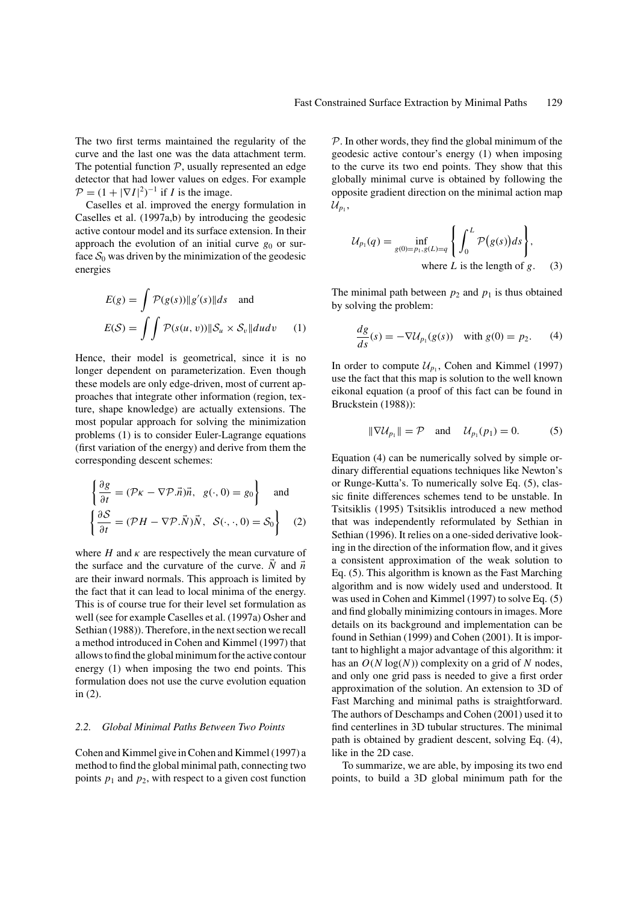The two first terms maintained the regularity of the curve and the last one was the data attachment term. The potential function $\mathcal{P}$, usually represented an edge detector that had lower values on edges. For example $\mathcal{P} = (1 + |\nabla I|^2)^{-1}$ if $I$ is the image.

Caselles et al. improved the energy formulation in Caselles et al. (1997a,b) by introducing the geodesic active contour model and its surface extension. In their approach the evolution of an initial curve $g_0$ or surface $\mathcal{S}_0$ was driven by the minimization of the geodesic energies

$$E(g) = \int \mathcal{P}(g(s))\|g'(s)\|ds \quad \text{and}$$
$$E(\mathcal{S}) = \int\int \mathcal{P}(s(u,v))\|\mathcal{S}_u \times \mathcal{S}_v\|du dv \tag{1}$$

Hence, their model is geometrical, since it is no longer dependent on parameterization. Even though these models are only edge-driven, most of current approaches that integrate other information (region, texture, shape knowledge) are actually extensions. The most popular approach for solving the minimization problems (1) is to consider Euler-Lagrange equations (first variation of the energy) and derive from them the corresponding descent schemes:

$$\left\{ \frac{\partial g}{\partial t} = (\mathcal{P}\kappa - \nabla\mathcal{P}.\vec{n})\vec{n}, \;\; g(\cdot, 0) = g_0 \right\} \quad \text{and}$$
$$\left\{ \frac{\partial \mathcal{S}}{\partial t} = (\mathcal{P}H - \nabla\mathcal{P}.\vec{N})\vec{N}, \;\; \mathcal{S}(\cdot,\cdot,0) = \mathcal{S}_0 \right\} \tag{2}$$

where $H$ and $\kappa$ are respectively the mean curvature of the surface and the curvature of the curve. $\vec{N}$ and $\vec{n}$ are their inward normals. This approach is limited by the fact that it can lead to local minima of the energy. This is of course true for their level set formulation as well (see for example Caselles et al. (1997a) Osher and Sethian (1988)). Therefore, in the next section we recall a method introduced in Cohen and Kimmel (1997) that allows to find the global minimum for the active contour energy (1) when imposing the two end points. This formulation does not use the curve evolution equation in (2).

### 2.2. Global Minimal Paths Between Two Points

Cohen and Kimmel give in Cohen and Kimmel (1997) a method to find the global minimal path, connecting two points $p_1$ and $p_2$, with respect to a given cost function $\mathcal{P}$. In other words, they find the global minimum of the geodesic active contour's energy (1) when imposing to the curve its two end points. They show that this globally minimal curve is obtained by following the opposite gradient direction on the minimal action map $\mathcal{U}_{p_1}$,

$$\mathcal{U}_{p_1}(q) = \inf_{g(0)=p_1, g(L)=q} \left\{ \int_0^L \mathcal{P}\big(g(s)\big)ds \right\},$$
$$\text{where } L \text{ is the length of } g. \tag{3}$$

The minimal path between $p_2$ and $p_1$ is thus obtained by solving the problem:

$$\frac{dg}{ds}(s) = -\nabla\mathcal{U}_{p_1}(g(s)) \quad \text{with } g(0) = p_2. \tag{4}$$

In order to compute $\mathcal{U}_{p_1}$, Cohen and Kimmel (1997) use the fact that this map is solution to the well known eikonal equation (a proof of this fact can be found in Bruckstein (1988)):

$$\|\nabla\mathcal{U}_{p_1}\| = \mathcal{P} \quad \text{and} \quad \mathcal{U}_{p_1}(p_1) = 0. \tag{5}$$

Equation (4) can be numerically solved by simple ordinary differential equations techniques like Newton's or Runge-Kutta's. To numerically solve Eq. (5), classic finite differences schemes tend to be unstable. In Tsitsiklis (1995) Tsitsiklis introduced a new method that was independently reformulated by Sethian in Sethian (1996). It relies on a one-sided derivative looking in the direction of the information flow, and it gives a consistent approximation of the weak solution to Eq. (5). This algorithm is known as the Fast Marching algorithm and is now widely used and understood. It was used in Cohen and Kimmel (1997) to solve Eq. (5) and find globally minimizing contours in images. More details on its background and implementation can be found in Sethian (1999) and Cohen (2001). It is important to highlight a major advantage of this algorithm: it has an $O(N\log(N))$ complexity on a grid of $N$ nodes, and only one grid pass is needed to give a first order approximation of the solution. An extension to 3D of Fast Marching and minimal paths is straightforward. The authors of Deschamps and Cohen (2001) used it to find centerlines in 3D tubular structures. The minimal path is obtained by gradient descent, solving Eq. (4), like in the 2D case.

To summarize, we are able, by imposing its two end points, to build a 3D global minimum path for the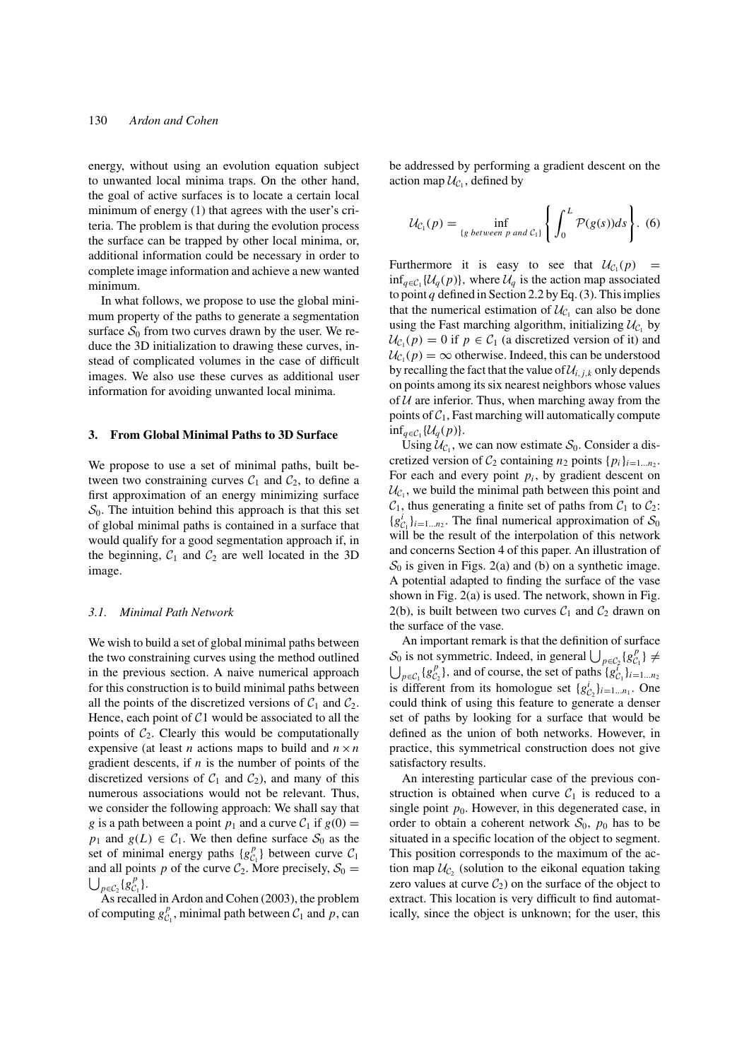energy, without using an evolution equation subject to unwanted local minima traps. On the other hand, the goal of active surfaces is to locate a certain local minimum of energy (1) that agrees with the user's criteria. The problem is that during the evolution process the surface can be trapped by other local minima, or, additional information could be necessary in order to complete image information and achieve a new wanted minimum.

In what follows, we propose to use the global minimum property of the paths to generate a segmentation surface $\mathcal{S}_0$ from two curves drawn by the user. We reduce the 3D initialization to drawing these curves, instead of complicated volumes in the case of difficult images. We also use these curves as additional user information for avoiding unwanted local minima.

## 3. From Global Minimal Paths to 3D Surface

We propose to use a set of minimal paths, built between two constraining curves $\mathcal{C}_1$ and $\mathcal{C}_2$, to define a first approximation of an energy minimizing surface $\mathcal{S}_0$. The intuition behind this approach is that this set of global minimal paths is contained in a surface that would qualify for a good segmentation approach if, in the beginning, $\mathcal{C}_1$ and $\mathcal{C}_2$ are well located in the 3D image.

### *3.1. Minimal Path Network*

We wish to build a set of global minimal paths between the two constraining curves using the method outlined in the previous section. A naive numerical approach for this construction is to build minimal paths between all the points of the discretized versions of $\mathcal{C}_1$ and $\mathcal{C}_2$. Hence, each point of $\mathcal{C}1$ would be associated to all the points of $\mathcal{C}_2$. Clearly this would be computationally expensive (at least $n$ actions maps to build and $n \times n$ gradient descents, if $n$ is the number of points of the discretized versions of $\mathcal{C}_1$ and $\mathcal{C}_2$), and many of this numerous associations would not be relevant. Thus, we consider the following approach: We shall say that $g$ is a path between a point $p_1$ and a curve $\mathcal{C}_1$ if $g(0) = p_1$ and $g(L) \in \mathcal{C}_1$. We then define surface $\mathcal{S}_0$ as the set of minimal energy paths $\{g^p_{\mathcal{C}_1}\}$ between curve $\mathcal{C}_1$ and all points $p$ of the curve $\mathcal{C}_2$. More precisely, $\mathcal{S}_0 = \bigcup_{p \in \mathcal{C}_2} \{g^p_{\mathcal{C}_1}\}$.

As recalled in Ardon and Cohen (2003), the problem of computing $g^p_{\mathcal{C}_1}$, minimal path between $\mathcal{C}_1$ and $p$, can be addressed by performing a gradient descent on the action map $\mathcal{U}_{\mathcal{C}_1}$, defined by

$$\mathcal{U}_{\mathcal{C}_1}(p) = \inf_{\{g \text{ between } p \text{ and } \mathcal{C}_1\}} \left\{ \int_0^L \mathcal{P}(g(s))ds \right\}. \quad (6)$$

Furthermore it is easy to see that $\mathcal{U}_{\mathcal{C}_1}(p) = \inf_{q \in \mathcal{C}_1}\{\mathcal{U}_q(p)\}$, where $\mathcal{U}_q$ is the action map associated to point $q$ defined in Section 2.2 by Eq. (3). This implies that the numerical estimation of $\mathcal{U}_{\mathcal{C}_1}$ can also be done using the Fast marching algorithm, initializing $\mathcal{U}_{\mathcal{C}_1}$ by $\mathcal{U}_{\mathcal{C}_1}(p) = 0$ if $p \in \mathcal{C}_1$ (a discretized version of it) and $\mathcal{U}_{\mathcal{C}_1}(p) = \infty$ otherwise. Indeed, this can be understood by recalling the fact that the value of $\mathcal{U}_{i,j,k}$ only depends on points among its six nearest neighbors whose values of $\mathcal{U}$ are inferior. Thus, when marching away from the points of $\mathcal{C}_1$, Fast marching will automatically compute $\inf_{q \in \mathcal{C}_1}\{\mathcal{U}_q(p)\}$.

Using $\mathcal{U}_{\mathcal{C}_1}$, we can now estimate $\mathcal{S}_0$. Consider a discretized version of $\mathcal{C}_2$ containing $n_2$ points $\{p_i\}_{i=1\ldots n_2}$. For each and every point $p_i$, by gradient descent on $\mathcal{U}_{\mathcal{C}_1}$, we build the minimal path between this point and $\mathcal{C}_1$, thus generating a finite set of paths from $\mathcal{C}_1$ to $\mathcal{C}_2$: $\{g^i_{\mathcal{C}_1}\}_{i=1\ldots n_2}$. The final numerical approximation of $\mathcal{S}_0$ will be the result of the interpolation of this network and concerns Section 4 of this paper. An illustration of $\mathcal{S}_0$ is given in Figs. 2(a) and (b) on a synthetic image. A potential adapted to finding the surface of the vase shown in Fig. 2(a) is used. The network, shown in Fig. 2(b), is built between two curves $\mathcal{C}_1$ and $\mathcal{C}_2$ drawn on the surface of the vase.

An important remark is that the definition of surface $\mathcal{S}_0$ is not symmetric. Indeed, in general $\bigcup_{p \in \mathcal{C}_2}\{g^p_{\mathcal{C}_1}\} \neq \bigcup_{p \in \mathcal{C}_1}\{g^p_{\mathcal{C}_2}\}$, and of course, the set of paths $\{g^i_{\mathcal{C}_1}\}_{i=1\ldots n_2}$ is different from its homologue set $\{g^i_{\mathcal{C}_2}\}_{i=1\ldots n_1}$. One could think of using this feature to generate a denser set of paths by looking for a surface that would be defined as the union of both networks. However, in practice, this symmetrical construction does not give satisfactory results.

An interesting particular case of the previous construction is obtained when curve $\mathcal{C}_1$ is reduced to a single point $p_0$. However, in this degenerated case, in order to obtain a coherent network $\mathcal{S}_0$, $p_0$ has to be situated in a specific location of the object to segment. This position corresponds to the maximum of the action map $\mathcal{U}_{\mathcal{C}_2}$ (solution to the eikonal equation taking zero values at curve $\mathcal{C}_2$) on the surface of the object to extract. This location is very difficult to find automatically, since the object is unknown; for the user, this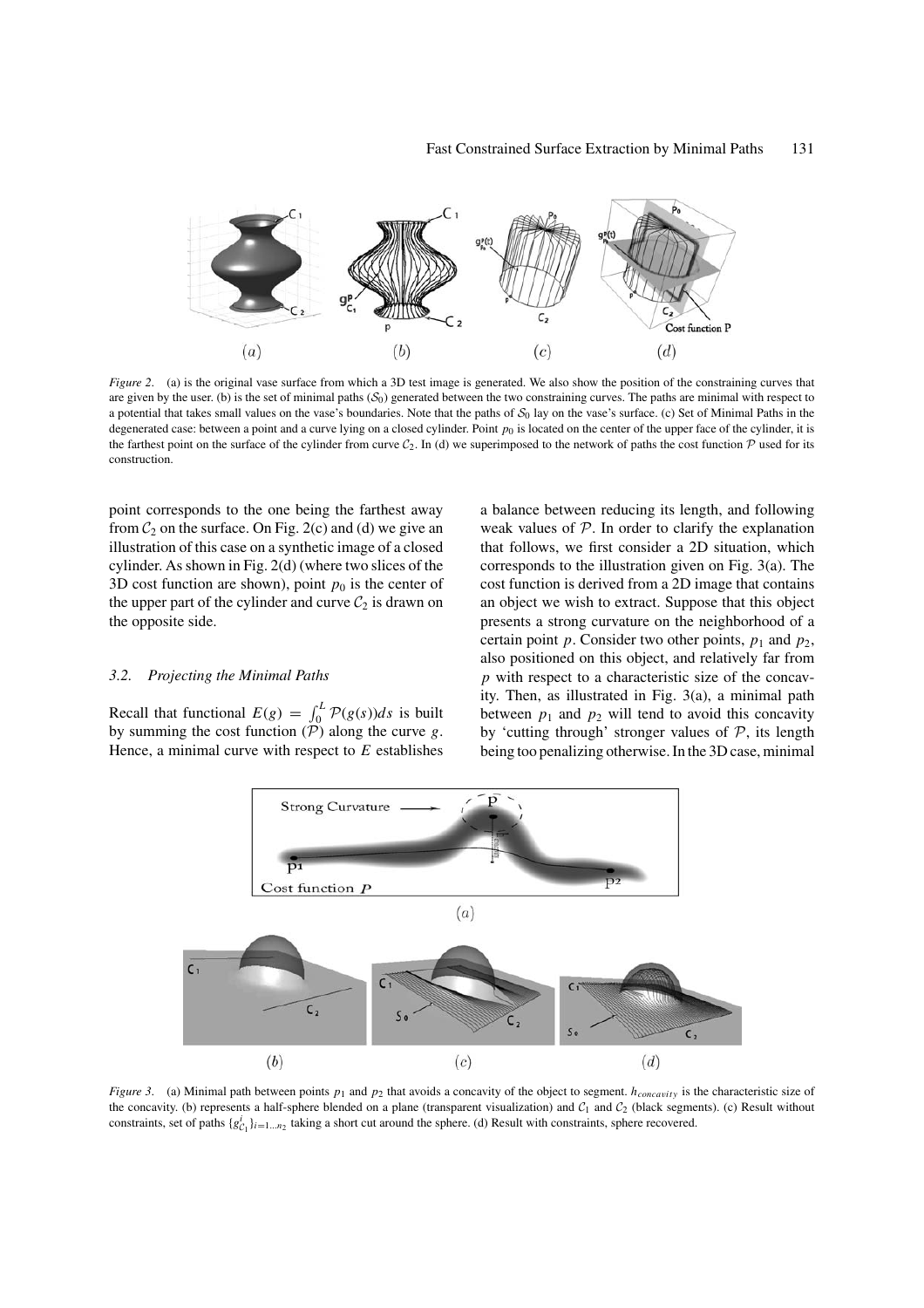*Figure 2*. (a) is the original vase surface from which a 3D test image is generated. We also show the position of the constraining curves that are given by the user. (b) is the set of minimal paths ($\mathcal{S}_0$) generated between the two constraining curves. The paths are minimal with respect to a potential that takes small values on the vase's boundaries. Note that the paths of $\mathcal{S}_0$ lay on the vase's surface. (c) Set of Minimal Paths in the degenerated case: between a point and a curve lying on a closed cylinder. Point $p_0$ is located on the center of the upper face of the cylinder, it is the farthest point on the surface of the cylinder from curve $\mathcal{C}_2$. In (d) we superimposed to the network of paths the cost function $\mathcal{P}$ used for its construction.

point corresponds to the one being the farthest away from $\mathcal{C}_2$ on the surface. On Fig. 2(c) and (d) we give an illustration of this case on a synthetic image of a closed cylinder. As shown in Fig. 2(d) (where two slices of the 3D cost function are shown), point $p_0$ is the center of the upper part of the cylinder and curve $\mathcal{C}_2$ is drawn on the opposite side.

### 3.2. Projecting the Minimal Paths

Recall that functional $E(g) = \int_0^L \mathcal{P}(g(s))ds$ is built by summing the cost function ($\mathcal{P}$) along the curve $g$. Hence, a minimal curve with respect to $E$ establishes a balance between reducing its length, and following weak values of $\mathcal{P}$. In order to clarify the explanation that follows, we first consider a 2D situation, which corresponds to the illustration given on Fig. 3(a). The cost function is derived from a 2D image that contains an object we wish to extract. Suppose that this object presents a strong curvature on the neighborhood of a certain point $p$. Consider two other points, $p_1$ and $p_2$, also positioned on this object, and relatively far from $p$ with respect to a characteristic size of the concavity. Then, as illustrated in Fig. 3(a), a minimal path between $p_1$ and $p_2$ will tend to avoid this concavity by 'cutting through' stronger values of $\mathcal{P}$, its length being too penalizing otherwise. In the 3D case, minimal

*Figure 3*. (a) Minimal path between points $p_1$ and $p_2$ that avoids a concavity of the object to segment. $h_{concavity}$ is the characteristic size of the concavity. (b) represents a half-sphere blended on a plane (transparent visualization) and $\mathcal{C}_1$ and $\mathcal{C}_2$ (black segments). (c) Result without constraints, set of paths $\{g^i_{\mathcal{C}_1}\}_{i=1...n_2}$ taking a short cut around the sphere. (d) Result with constraints, sphere recovered.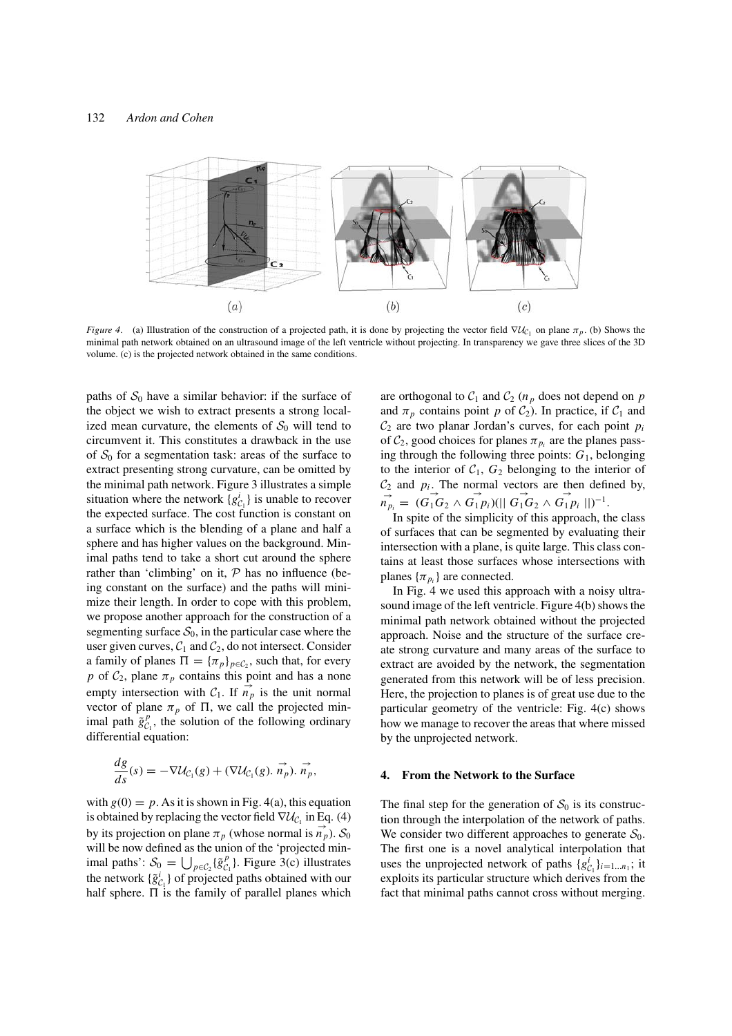*Figure 4*. (a) Illustration of the construction of a projected path, it is done by projecting the vector field $\nabla\mathcal{U}_{\mathcal{C}_1}$ on plane $\pi_p$. (b) Shows the minimal path network obtained on an ultrasound image of the left ventricle without projecting. In transparency we gave three slices of the 3D volume. (c) is the projected network obtained in the same conditions.

paths of $\mathcal{S}_0$ have a similar behavior: if the surface of the object we wish to extract presents a strong localized mean curvature, the elements of $\mathcal{S}_0$ will tend to circumvent it. This constitutes a drawback in the use of $\mathcal{S}_0$ for a segmentation task: areas of the surface to extract presenting strong curvature, can be omitted by the minimal path network. Figure 3 illustrates a simple situation where the network $\{g^i_{\mathcal{C}_1}\}$ is unable to recover the expected surface. The cost function is constant on a surface which is the blending of a plane and half a sphere and has higher values on the background. Minimal paths tend to take a short cut around the sphere rather than 'climbing' on it, $\mathcal{P}$ has no influence (being constant on the surface) and the paths will minimize their length. In order to cope with this problem, we propose another approach for the construction of a segmenting surface $\mathcal{S}_0$, in the particular case where the user given curves, $\mathcal{C}_1$ and $\mathcal{C}_2$, do not intersect. Consider a family of planes $\Pi = \{\pi_p\}_{p\in\mathcal{C}_2}$, such that, for every $p$ of $\mathcal{C}_2$, plane $\pi_p$ contains this point and has a none empty intersection with $\mathcal{C}_1$. If $\vec{n_p}$ is the unit normal vector of plane $\pi_p$ of $\Pi$, we call the projected minimal path $\tilde{g}^p_{\mathcal{C}_1}$, the solution of the following ordinary differential equation:

$$\frac{dg}{ds}(s) = -\nabla\mathcal{U}_{\mathcal{C}_1}(g) + (\nabla\mathcal{U}_{\mathcal{C}_1}(g).\,\vec{n_p}).\,\vec{n_p},$$

with $g(0) = p$. As it is shown in Fig. 4(a), this equation is obtained by replacing the vector field $\nabla\mathcal{U}_{\mathcal{C}_1}$ in Eq. (4) by its projection on plane $\pi_p$ (whose normal is $\vec{n_p}$). $\mathcal{S}_0$ will be now defined as the union of the 'projected minimal paths': $\mathcal{S}_0 = \bigcup_{p\in\mathcal{C}_2}\{\tilde{g}^p_{\mathcal{C}_1}\}$. Figure 3(c) illustrates the network $\{\tilde{g}^i_{\mathcal{C}_1}\}$ of projected paths obtained with our half sphere. $\Pi$ is the family of parallel planes which are orthogonal to $\mathcal{C}_1$ and $\mathcal{C}_2$ ($n_p$ does not depend on $p$ and $\pi_p$ contains point $p$ of $\mathcal{C}_2$). In practice, if $\mathcal{C}_1$ and $\mathcal{C}_2$ are two planar Jordan's curves, for each point $p_i$ of $\mathcal{C}_2$, good choices for planes $\pi_{p_i}$ are the planes passing through the following three points: $G_1$, belonging to the interior of $\mathcal{C}_1$, $G_2$ belonging to the interior of $\mathcal{C}_2$ and $p_i$. The normal vectors are then defined by, $\vec{n_{p_i}} = (\vec{G_1G_2} \wedge \vec{G_1p_i})(\|\,\vec{G_1G_2} \wedge \vec{G_1p_i}\,\|)^{-1}$.

In spite of the simplicity of this approach, the class of surfaces that can be segmented by evaluating their intersection with a plane, is quite large. This class contains at least those surfaces whose intersections with planes $\{\pi_{p_i}\}$ are connected.

In Fig. 4 we used this approach with a noisy ultrasound image of the left ventricle. Figure 4(b) shows the minimal path network obtained without the projected approach. Noise and the structure of the surface create strong curvature and many areas of the surface to extract are avoided by the network, the segmentation generated from this network will be of less precision. Here, the projection to planes is of great use due to the particular geometry of the ventricle: Fig. 4(c) shows how we manage to recover the areas that where missed by the unprojected network.

## 4. From the Network to the Surface

The final step for the generation of $\mathcal{S}_0$ is its construction through the interpolation of the network of paths. We consider two different approaches to generate $\mathcal{S}_0$. The first one is a novel analytical interpolation that uses the unprojected network of paths $\{g^i_{\mathcal{C}_1}\}_{i=1\ldots n_1}$; it exploits its particular structure which derives from the fact that minimal paths cannot cross without merging.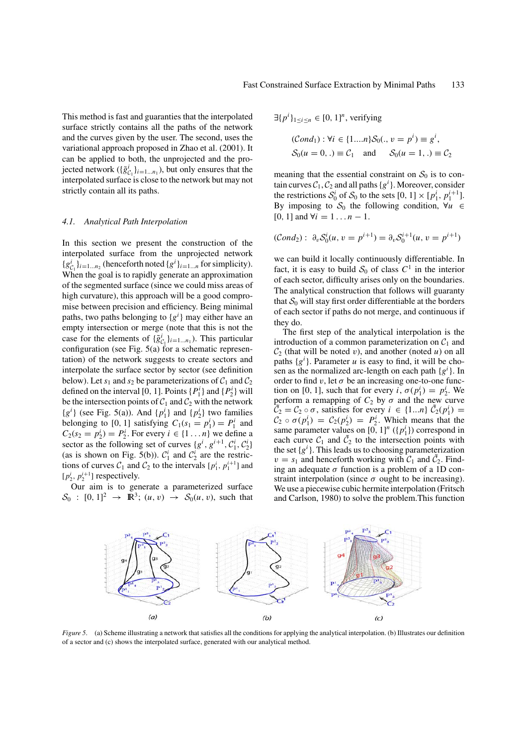This method is fast and guaranties that the interpolated surface strictly contains all the paths of the network and the curves given by the user. The second, uses the variational approach proposed in Zhao et al. (2001). It can be applied to both, the unprojected and the projected network ($\{\tilde{g}^i_{\mathcal{C}_1}\}_{i=1\ldots n_1}$), but only ensures that the interpolated surface is close to the network but may not strictly contain all its paths.

### *4.1. Analytical Path Interpolation*

In this section we present the construction of the interpolated surface from the unprojected network $\{g^i_{\mathcal{C}_1}\}_{i=1\ldots n_2}$ (henceforth noted $\{g^i\}_{i=1\ldots n}$ for simplicity). When the goal is to rapidly generate an approximation of the segmented surface (since we could miss areas of high curvature), this approach will be a good compromise between precision and efficiency. Being minimal paths, two paths belonging to $\{g^i\}$ may either have an empty intersection or merge (note that this is not the case for the elements of $\{\tilde{g}^i_{\mathcal{C}_1}\}_{i=1\ldots n_1}$). This particular configuration (see Fig. 5(a) for a schematic representation) of the network suggests to create sectors and interpolate the surface sector by sector (see definition below). Let $s_1$ and $s_2$ be parameterizations of $\mathcal{C}_1$ and $\mathcal{C}_2$ defined on the interval [0, 1]. Points $\{P^i_1\}$ and $\{P^i_2\}$ will be the intersection points of $\mathcal{C}_1$ and $\mathcal{C}_2$ with the network $\{g^i\}$ (see Fig. 5(a)). And $\{p^i_1\}$ and $\{p^i_2\}$ two families belonging to [0, 1] satisfying $\mathcal{C}_1(s_1 = p^i_1) = P^i_1$ and $\mathcal{C}_2(s_2 = p^i_2) = P^i_2$. For every $i \in \{1\ldots n\}$ we define a sector as the following set of curves $\{g^i, g^{i+1}, \mathcal{C}^i_1, \mathcal{C}^i_2\}$ (as is shown on Fig. 5(b)). $\mathcal{C}^i_1$ and $\mathcal{C}^i_2$ are the restrictions of curves $\mathcal{C}_1$ and $\mathcal{C}_2$ to the intervals $[p^i_1, p^{i+1}_1]$ and $[p^i_2, p^{i+1}_2]$ respectively.

Our aim is to generate a parameterized surface $\mathcal{S}_0 : [0, 1]^2 \rightarrow \mathbb{R}^3; (u, v) \rightarrow \mathcal{S}_0(u, v)$, such that $\exists \{p^i\}_{1\leq i\leq n} \in [0, 1]^n$, verifying

$$(\mathcal{C}ond_1) : \forall i \in \{1 \ldots n\} \mathcal{S}_0(., v = p^i) \equiv g^i,$$

$$\mathcal{S}_0(u = 0, .) \equiv \mathcal{C}_1 \quad \text{and} \quad \mathcal{S}_0(u = 1, .) \equiv \mathcal{C}_2$$

meaning that the essential constraint on $\mathcal{S}_0$ is to contain curves $\mathcal{C}_1, \mathcal{C}_2$ and all paths $\{g^i\}$. Moreover, consider the restrictions $\mathcal{S}^i_0$ of $\mathcal{S}_0$ to the sets $[0, 1] \times [p^i_1, p^{i+1}_1]$. By imposing to $\mathcal{S}_0$ the following condition, $\forall u \in [0, 1]$ and $\forall i = 1 \ldots n - 1$.

$$(\mathcal{C}ond_2) : \partial_v \mathcal{S}^i_0(u, v = p^{i+1}) = \partial_v \mathcal{S}^{i+1}_0(u, v = p^{i+1})$$

we can build it locally continuously differentiable. In fact, it is easy to build $\mathcal{S}_0$ of class $C^1$ in the interior of each sector, difficulty arises only on the boundaries. The analytical construction that follows will guaranty that $\mathcal{S}_0$ will stay first order differentiable at the borders of each sector if paths do not merge, and continuous if they do.

The first step of the analytical interpolation is the introduction of a common parameterization on $\mathcal{C}_1$ and $\mathcal{C}_2$ (that will be noted $v$), and another (noted $u$) on all paths $\{g^i\}$. Parameter $u$ is easy to find, it will be chosen as the normalized arc-length on each path $\{g^i\}$. In order to find $v$, let $\sigma$ be an increasing one-to-one function on [0, 1], such that for every $i$, $\sigma(p^i_1) = p^i_2$. We perform a remapping of $\mathcal{C}_2$ by $\sigma$ and the new curve $\tilde{\mathcal{C}}_2 = \mathcal{C}_2 \circ \sigma$, satisfies for every $i \in \{1 \ldots n\}$ $\tilde{\mathcal{C}}_2(p^i_1) = \mathcal{C}_2 \circ \sigma(p^i_1) = \mathcal{C}_2(p^i_2) = P^i_2$. Which means that the same parameter values on $[0, 1]^n$ ($\{p^i_1\}$) correspond in each curve $\mathcal{C}_1$ and $\tilde{\mathcal{C}}_2$ to the intersection points with the set $\{g^i\}$. This leads us to choosing parameterization $v = s_1$ and henceforth working with $\mathcal{C}_1$ and $\tilde{\mathcal{C}}_2$. Finding an adequate $\sigma$ function is a problem of a 1D constraint interpolation (since $\sigma$ ought to be increasing). We use a piecewise cubic hermite interpolation (Fritsch and Carlson, 1980) to solve the problem.This function

*Figure 5.* (a) Scheme illustrating a network that satisfies all the conditions for applying the analytical interpolation. (b) Illustrates our definition of a sector and (c) shows the interpolated surface, generated with our analytical method.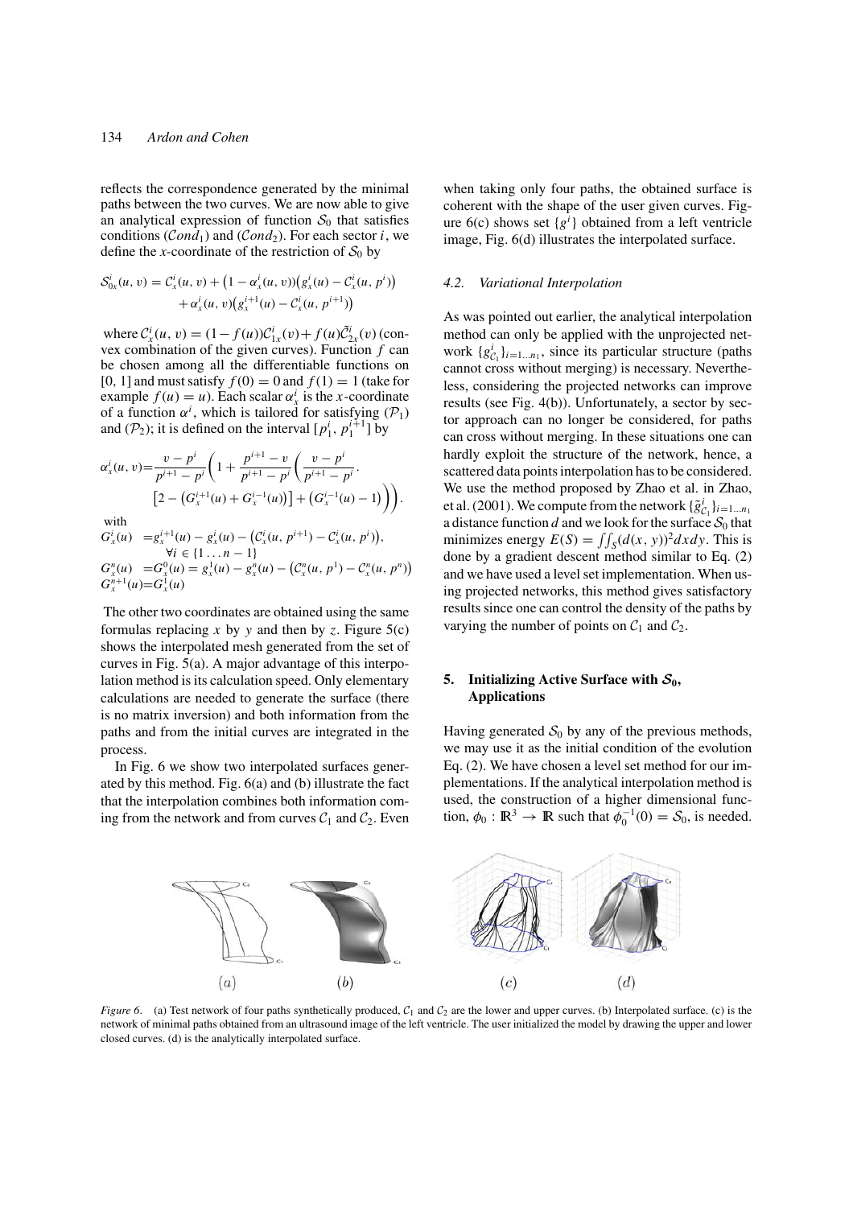reflects the correspondence generated by the minimal paths between the two curves. We are now able to give an analytical expression of function $\mathcal{S}_0$ that satisfies conditions ($\mathcal{C}ond_1$) and ($\mathcal{C}ond_2$). For each sector $i$, we define the $x$-coordinate of the restriction of $\mathcal{S}_0$ by

$$\mathcal{S}^i_{0x}(u,v) = \mathcal{C}^i_x(u,v) + \left(1-\alpha^i_x(u,v)\right)\left(g^i_x(u) - \mathcal{C}^i_x(u,p^i)\right) + \alpha^i_x(u,v)\left(g^{i+1}_x(u) - \mathcal{C}^i_x(u,p^{i+1})\right)$$

where $\mathcal{C}^i_x(u,v) = (1-f(u))\mathcal{C}^i_{1x}(v) + f(u)\bar{\mathcal{C}}^i_{2x}(v)$ (convex combination of the given curves). Function $f$ can be chosen among all the differentiable functions on [0, 1] and must satisfy $f(0) = 0$ and $f(1) = 1$ (take for example $f(u) = u$). Each scalar $\alpha^i_x$ is the $x$-coordinate of a function $\alpha^i$, which is tailored for satisfying ($\mathcal{P}_1$) and ($\mathcal{P}_2$); it is defined on the interval $[p^i_1, p^{i+1}_1]$ by

$$\alpha^i_x(u,v) = \frac{v-p^i}{p^{i+1}-p^i}\left(1 + \frac{p^{i+1}-v}{p^{i+1}-p^i}\left(\frac{v-p^i}{p^{i+1}-p^i}\cdot \left[2-\left(G^{i+1}_x(u)+G^{i-1}_x(u)\right)\right] + \left(G^{i-1}_x(u)-1\right)\right)\right).$$

with

$$G^i_x(u) = g^{i+1}_x(u) - g^i_x(u) - \left(\mathcal{C}^i_x(u,p^{i+1}) - \mathcal{C}^i_x(u,p^i)\right), \quad \forall i \in \{1\ldots n-1\}$$

$$G^n_x(u) = G^0_x(u) = g^1_x(u) - g^n_x(u) - \left(\mathcal{C}^n_x(u,p^1) - \mathcal{C}^n_x(u,p^n)\right)$$

$$G^{n+1}_x(u) = G^1_x(u)$$

The other two coordinates are obtained using the same formulas replacing $x$ by $y$ and then by $z$. Figure 5(c) shows the interpolated mesh generated from the set of curves in Fig. 5(a). A major advantage of this interpolation method is its calculation speed. Only elementary calculations are needed to generate the surface (there is no matrix inversion) and both information from the paths and from the initial curves are integrated in the process.

In Fig. 6 we show two interpolated surfaces generated by this method. Fig. 6(a) and (b) illustrate the fact that the interpolation combines both information coming from the network and from curves $\mathcal{C}_1$ and $\mathcal{C}_2$. Even when taking only four paths, the obtained surface is coherent with the shape of the user given curves. Figure 6(c) shows set $\{g^i\}$ obtained from a left ventricle image, Fig. 6(d) illustrates the interpolated surface.

### *4.2. Variational Interpolation*

As was pointed out earlier, the analytical interpolation method can only be applied with the unprojected network $\{g^i_{\mathcal{C}_1}\}_{i=1\ldots n_1}$, since its particular structure (paths cannot cross without merging) is necessary. Nevertheless, considering the projected networks can improve results (see Fig. 4(b)). Unfortunately, a sector by sector approach can no longer be considered, for paths can cross without merging. In these situations one can hardly exploit the structure of the network, hence, a scattered data points interpolation has to be considered. We use the method proposed by Zhao et al. in Zhao, et al. (2001). We compute from the network $\{\tilde{g}^i_{\mathcal{C}_1}\}_{i=1\ldots n_1}$ a distance function $d$ and we look for the surface $\mathcal{S}_0$ that minimizes energy $E(S) = \iint_S (d(x,y))^2 dx dy$. This is done by a gradient descent method similar to Eq. (2) and we have used a level set implementation. When using projected networks, this method gives satisfactory results since one can control the density of the paths by varying the number of points on $\mathcal{C}_1$ and $\mathcal{C}_2$.

## 5. Initializing Active Surface with $\mathcal{S}_0$, Applications

Having generated $\mathcal{S}_0$ by any of the previous methods, we may use it as the initial condition of the evolution Eq. (2). We have chosen a level set method for our implementations. If the analytical interpolation method is used, the construction of a higher dimensional function, $\phi_0 : \mathbb{R}^3 \to \mathbb{R}$ such that $\phi_0^{-1}(0) = \mathcal{S}_0$, is needed.

*Figure 6.* (a) Test network of four paths synthetically produced, $\mathcal{C}_1$ and $\mathcal{C}_2$ are the lower and upper curves. (b) Interpolated surface. (c) is the network of minimal paths obtained from an ultrasound image of the left ventricle. The user initialized the model by drawing the upper and lower closed curves. (d) is the analytically interpolated surface.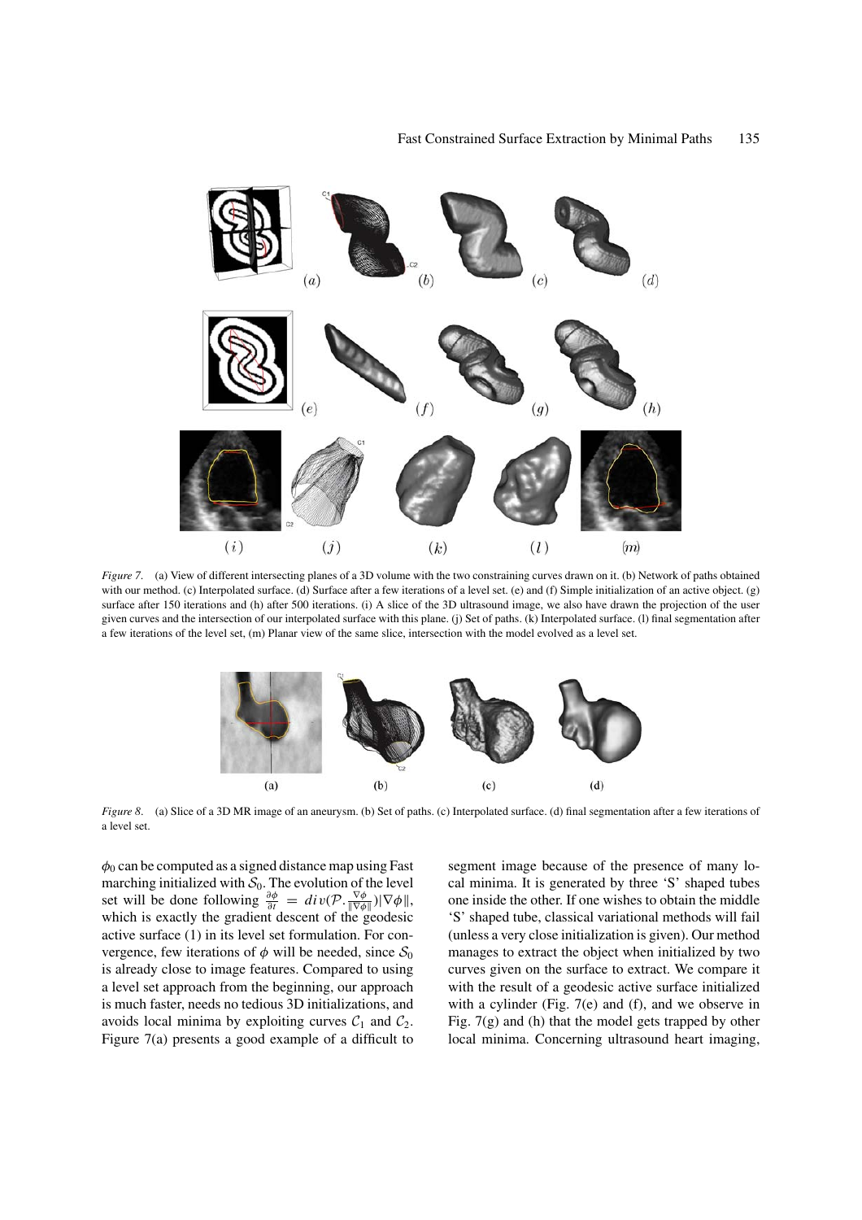*Figure 7.* (a) View of different intersecting planes of a 3D volume with the two constraining curves drawn on it. (b) Network of paths obtained with our method. (c) Interpolated surface. (d) Surface after a few iterations of a level set. (e) and (f) Simple initialization of an active object. (g) surface after 150 iterations and (h) after 500 iterations. (i) A slice of the 3D ultrasound image, we also have drawn the projection of the user given curves and the intersection of our interpolated surface with this plane. (j) Set of paths. (k) Interpolated surface. (l) final segmentation after a few iterations of the level set, (m) Planar view of the same slice, intersection with the model evolved as a level set.

*Figure 8.* (a) Slice of a 3D MR image of an aneurysm. (b) Set of paths. (c) Interpolated surface. (d) final segmentation after a few iterations of a level set.

$\phi_0$ can be computed as a signed distance map using Fast marching initialized with $\mathcal{S}_0$. The evolution of the level set will be done following $\frac{\partial \phi}{\partial t} = div(\mathcal{P} . \frac{\nabla \phi}{\|\nabla \phi\|})\|\nabla \phi\|$, which is exactly the gradient descent of the geodesic active surface (1) in its level set formulation. For convergence, few iterations of $\phi$ will be needed, since $\mathcal{S}_0$ is already close to image features. Compared to using a level set approach from the beginning, our approach is much faster, needs no tedious 3D initializations, and avoids local minima by exploiting curves $\mathcal{C}_1$ and $\mathcal{C}_2$. Figure 7(a) presents a good example of a difficult to segment image because of the presence of many local minima. It is generated by three 'S' shaped tubes one inside the other. If one wishes to obtain the middle 'S' shaped tube, classical variational methods will fail (unless a very close initialization is given). Our method manages to extract the object when initialized by two curves given on the surface to extract. We compare it with the result of a geodesic active surface initialized with a cylinder (Fig. 7(e) and (f), and we observe in Fig. 7(g) and (h) that the model gets trapped by other local minima. Concerning ultrasound heart imaging,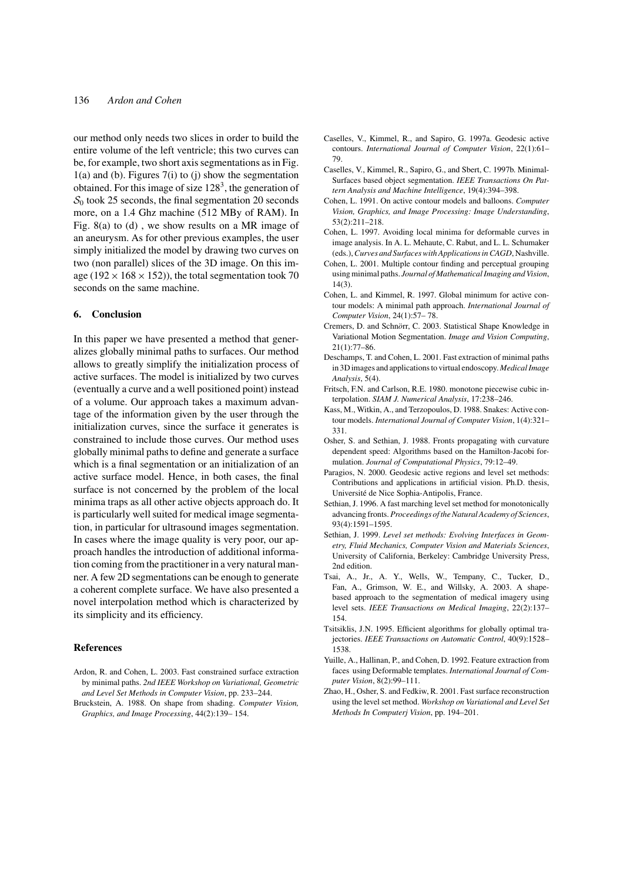our method only needs two slices in order to build the entire volume of the left ventricle; this two curves can be, for example, two short axis segmentations as in Fig. 1(a) and (b). Figures 7(i) to (j) show the segmentation obtained. For this image of size $128^3$, the generation of $\mathcal{S}_0$ took 25 seconds, the final segmentation 20 seconds more, on a 1.4 Ghz machine (512 MBy of RAM). In Fig. 8(a) to (d) , we show results on a MR image of an aneurysm. As for other previous examples, the user simply initialized the model by drawing two curves on two (non parallel) slices of the 3D image. On this image ($192 \times 168 \times 152$)), the total segmentation took 70 seconds on the same machine.

## 6. Conclusion

In this paper we have presented a method that generalizes globally minimal paths to surfaces. Our method allows to greatly simplify the initialization process of active surfaces. The model is initialized by two curves (eventually a curve and a well positioned point) instead of a volume. Our approach takes a maximum advantage of the information given by the user through the initialization curves, since the surface it generates is constrained to include those curves. Our method uses globally minimal paths to define and generate a surface which is a final segmentation or an initialization of an active surface model. Hence, in both cases, the final surface is not concerned by the problem of the local minima traps as all other active objects approach do. It is particularly well suited for medical image segmentation, in particular for ultrasound images segmentation. In cases where the image quality is very poor, our approach handles the introduction of additional information coming from the practitioner in a very natural manner. A few 2D segmentations can be enough to generate a coherent complete surface. We have also presented a novel interpolation method which is characterized by its simplicity and its efficiency.

## References

Ardon, R. and Cohen, L. 2003. Fast constrained surface extraction by minimal paths. *2nd IEEE Workshop on Variational, Geometric and Level Set Methods in Computer Vision*, pp. 233–244.

Bruckstein, A. 1988. On shape from shading. *Computer Vision, Graphics, and Image Processing*, 44(2):139– 154.

Caselles, V., Kimmel, R., and Sapiro, G. 1997a. Geodesic active contours. *International Journal of Computer Vision*, 22(1):61–79.

Caselles, V., Kimmel, R., Sapiro, G., and Sbert, C. 1997b. Minimal-Surfaces based object segmentation. *IEEE Transactions On Pattern Analysis and Machine Intelligence*, 19(4):394–398.

Cohen, L. 1991. On active contour models and balloons. *Computer Vision, Graphics, and Image Processing: Image Understanding*, 53(2):211–218.

Cohen, L. 1997. Avoiding local minima for deformable curves in image analysis. In A. L. Mehaute, C. Rabut, and L. L. Schumaker (eds.), *Curves and Surfaces with Applications in CAGD*, Nashville.

Cohen, L. 2001. Multiple contour finding and perceptual grouping using minimal paths. *Journal of Mathematical Imaging and Vision*, 14(3).

Cohen, L. and Kimmel, R. 1997. Global minimum for active contour models: A minimal path approach. *International Journal of Computer Vision*, 24(1):57– 78.

Cremers, D. and Schnörr, C. 2003. Statistical Shape Knowledge in Variational Motion Segmentation. *Image and Vision Computing*, 21(1):77–86.

Deschamps, T. and Cohen, L. 2001. Fast extraction of minimal paths in 3D images and applications to virtual endoscopy. *Medical Image Analysis*, 5(4).

Fritsch, F.N. and Carlson, R.E. 1980. monotone piecewise cubic interpolation. *SIAM J. Numerical Analysis*, 17:238–246.

Kass, M., Witkin, A., and Terzopoulos, D. 1988. Snakes: Active contour models. *International Journal of Computer Vision*, 1(4):321–331.

Osher, S. and Sethian, J. 1988. Fronts propagating with curvature dependent speed: Algorithms based on the Hamilton-Jacobi formulation. *Journal of Computational Physics*, 79:12–49.

Paragios, N. 2000. Geodesic active regions and level set methods: Contributions and applications in artificial vision. Ph.D. thesis, Université de Nice Sophia-Antipolis, France.

Sethian, J. 1996. A fast marching level set method for monotonically advancing fronts. *Proceedings of the Natural Academy of Sciences*, 93(4):1591–1595.

Sethian, J. 1999. *Level set methods: Evolving Interfaces in Geometry, Fluid Mechanics, Computer Vision and Materials Sciences*, University of California, Berkeley: Cambridge University Press, 2nd edition.

Tsai, A., Jr., A. Y., Wells, W., Tempany, C., Tucker, D., Fan, A., Grimson, W. E., and Willsky, A. 2003. A shape-based approach to the segmentation of medical imagery using level sets. *IEEE Transactions on Medical Imaging*, 22(2):137–154.

Tsitsiklis, J.N. 1995. Efficient algorithms for globally optimal trajectories. *IEEE Transactions on Automatic Control*, 40(9):1528–1538.

Yuille, A., Hallinan, P., and Cohen, D. 1992. Feature extraction from faces using Deformable templates. *International Journal of Computer Vision*, 8(2):99–111.

Zhao, H., Osher, S. and Fedkiw, R. 2001. Fast surface reconstruction using the level set method. *Workshop on Variational and Level Set Methods In Computerj Vision*, pp. 194–201.